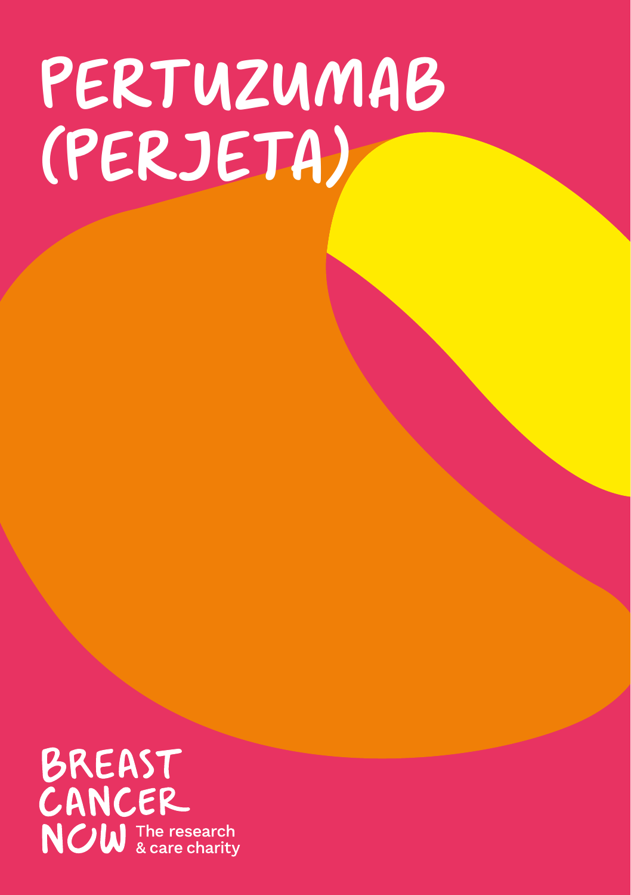# PERTUZUMAB (PERJETA)

BREAST CANCER NOW The research & care charity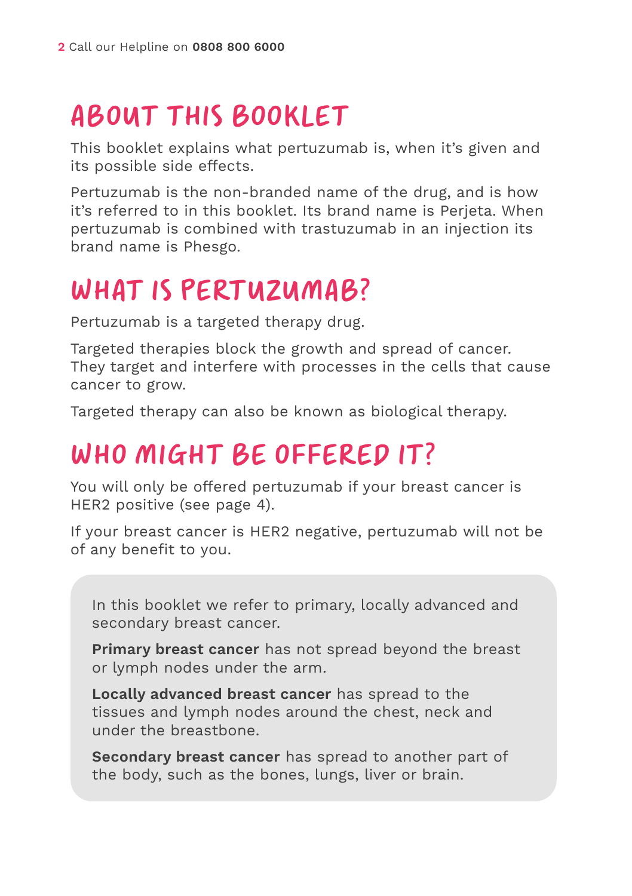## About this booklet

This booklet explains what pertuzumab is, when it's given and its possible side effects.

Pertuzumab is the non-branded name of the drug, and is how it's referred to in this booklet. Its brand name is Perjeta. When pertuzumab is combined with trastuzumab in an injection its brand name is Phesgo.

## What is pertuzumab?

Pertuzumab is a targeted therapy drug.

Targeted therapies block the growth and spread of cancer. They target and interfere with processes in the cells that cause cancer to grow.

Targeted therapy can also be known as biological therapy.

## Who might be offered it?

You will only be offered pertuzumab if your breast cancer is HER2 positive (see page 4).

If your breast cancer is HER2 negative, pertuzumab will not be of any benefit to you.

In this booklet we refer to primary, locally advanced and secondary breast cancer.

**Primary breast cancer** has not spread beyond the breast or lymph nodes under the arm.

**Locally advanced breast cancer** has spread to the tissues and lymph nodes around the chest, neck and under the breastbone.

**Secondary breast cancer** has spread to another part of the body, such as the bones, lungs, liver or brain.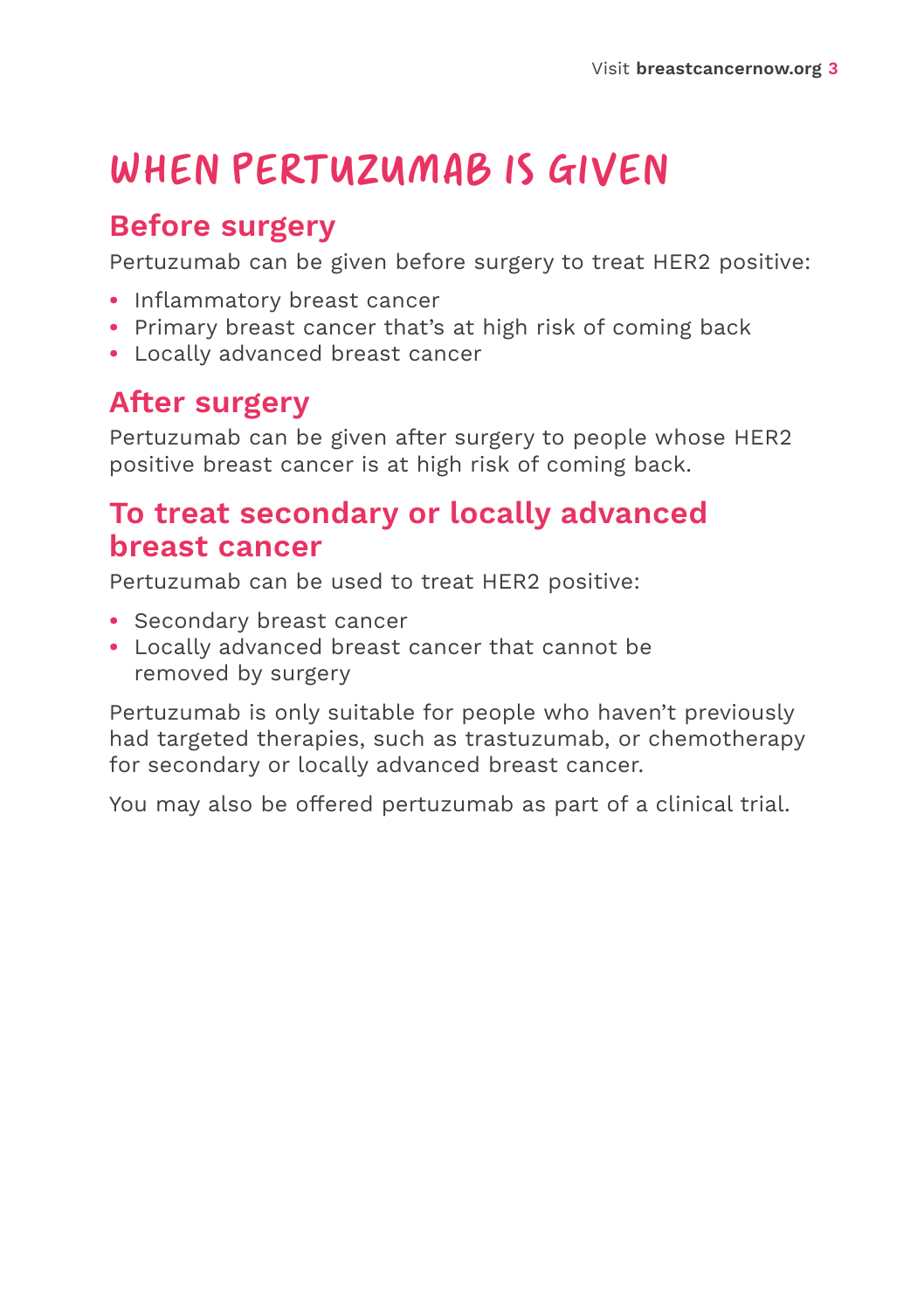# WHEN PERTUZUMAB IS GIVEN

## Before surgery

Pertuzumab can be given before surgery to treat HER2 positive:

- Inflammatory breast cancer
- Primary breast cancer that's at high risk of coming back
- Locally advanced breast cancer

## After surgery

Pertuzumab can be given after surgery to people whose HER2 positive breast cancer is at high risk of coming back.

## To treat secondary or locally advanced breast cancer

Pertuzumab can be used to treat HER2 positive:

- Secondary breast cancer
- Locally advanced breast cancer that cannot be removed by surgery

Pertuzumab is only suitable for people who haven't previously had targeted therapies, such as trastuzumab, or chemotherapy for secondary or locally advanced breast cancer.

You may also be offered pertuzumab as part of a clinical trial.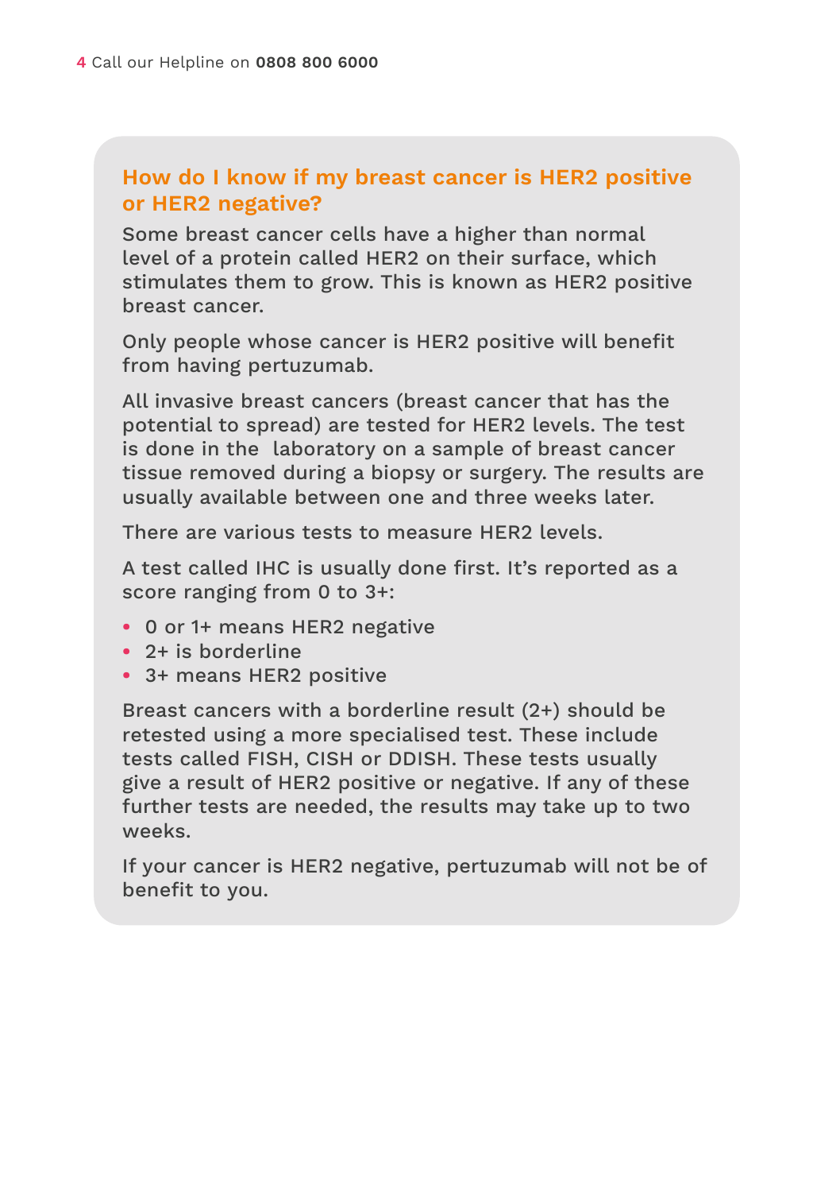## How do I know if my breast cancer is HER2 positive or HER2 negative?

Some breast cancer cells have a higher than normal level of a protein called HER2 on their surface, which stimulates them to grow. This is known as HER2 positive breast cancer.

Only people whose cancer is HER2 positive will benefit from having pertuzumab.

All invasive breast cancers (breast cancer that has the potential to spread) are tested for HER2 levels. The test is done in the laboratory on a sample of breast cancer tissue removed during a biopsy or surgery. The results are usually available between one and three weeks later.

There are various tests to measure HER2 levels.

A test called IHC is usually done first. It's reported as a score ranging from 0 to 3+:

- 0 or 1+ means HER2 negative
- 2+ is borderline
- 3+ means HER2 positive

Breast cancers with a borderline result (2+) should be retested using a more specialised test. These include tests called FISH, CISH or DDISH. These tests usually give a result of HER2 positive or negative. If any of these further tests are needed, the results may take up to two weeks.

If your cancer is HER2 negative, pertuzumab will not be of benefit to you.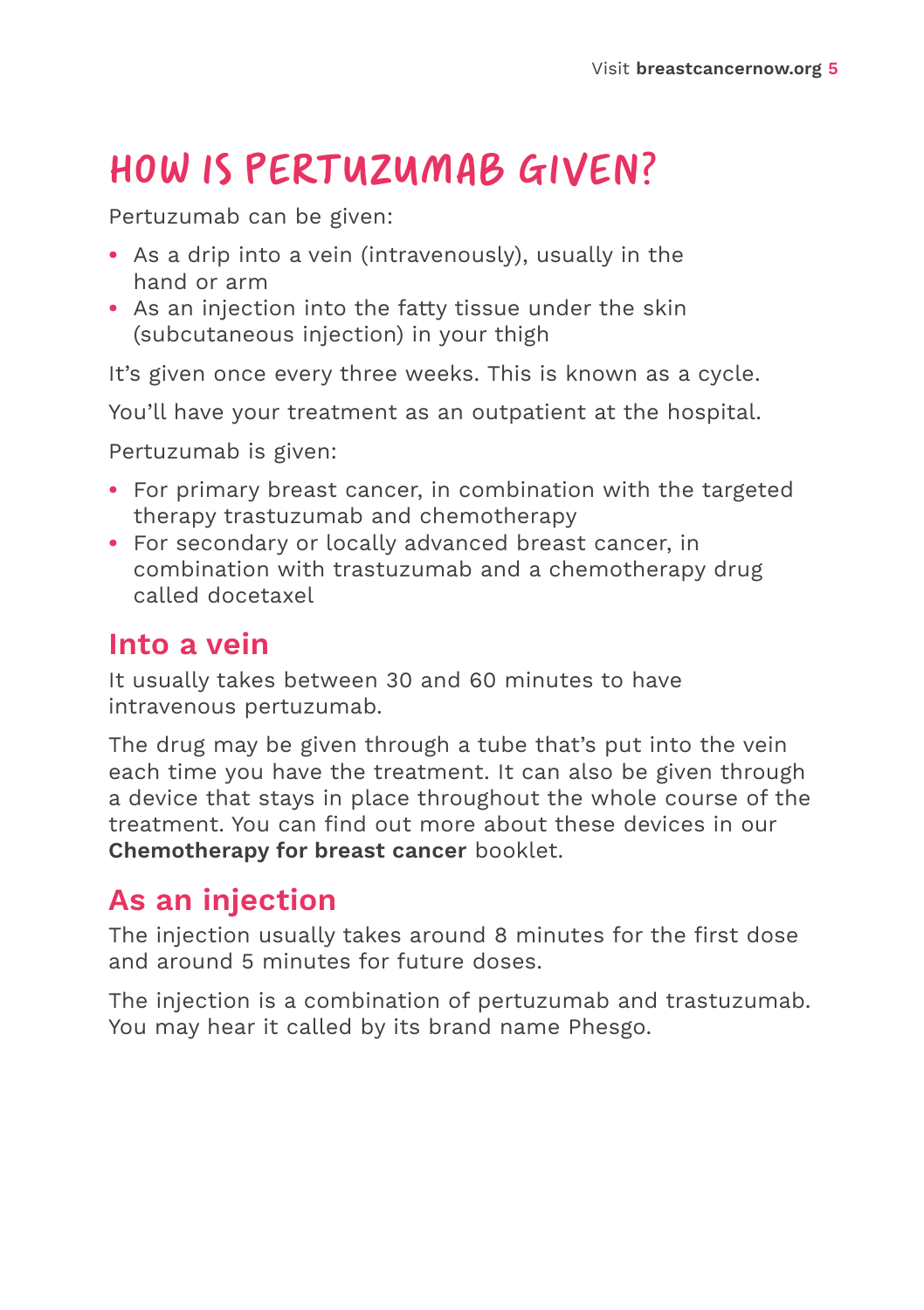# HOW IS PERTUZUMAB GIVEN?

Pertuzumab can be given:

- As a drip into a vein (intravenously), usually in the hand or arm
- As an injection into the fatty tissue under the skin (subcutaneous injection) in your thigh

It's given once every three weeks. This is known as a cycle.

You'll have your treatment as an outpatient at the hospital.

Pertuzumab is given:

- For primary breast cancer, in combination with the targeted therapy trastuzumab and chemotherapy
- For secondary or locally advanced breast cancer, in combination with trastuzumab and a chemotherapy drug called docetaxel

## Into a vein

It usually takes between 30 and 60 minutes to have intravenous pertuzumab.

The drug may be given through a tube that's put into the vein each time you have the treatment. It can also be given through a device that stays in place throughout the whole course of the treatment. You can find out more about these devices in our **Chemotherapy for breast cancer** booklet.

## As an injection

The injection usually takes around 8 minutes for the first dose and around 5 minutes for future doses.

The injection is a combination of pertuzumab and trastuzumab. You may hear it called by its brand name Phesgo.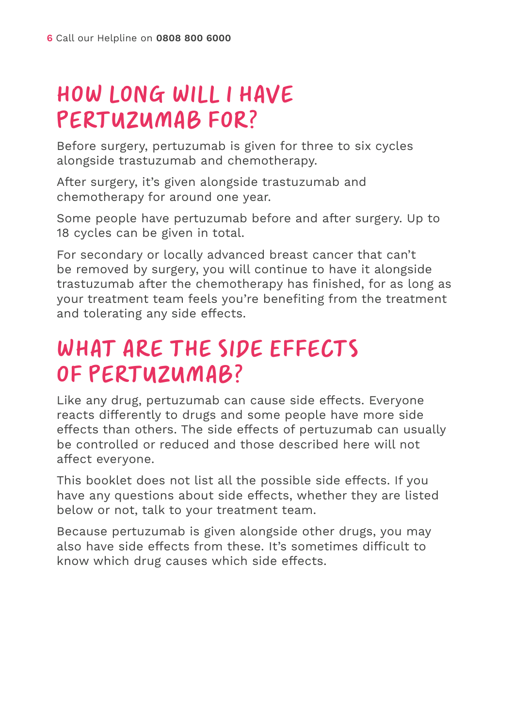## How long will I have pertuzumab for?

Before surgery, pertuzumab is given for three to six cycles alongside trastuzumab and chemotherapy.

After surgery, it's given alongside trastuzumab and chemotherapy for around one year.

Some people have pertuzumab before and after surgery. Up to 18 cycles can be given in total.

For secondary or locally advanced breast cancer that can't be removed by surgery, you will continue to have it alongside trastuzumab after the chemotherapy has finished, for as long as your treatment team feels you're benefiting from the treatment and tolerating any side effects.

## What are the side effects of pertuzumab?

Like any drug, pertuzumab can cause side effects. Everyone reacts differently to drugs and some people have more side effects than others. The side effects of pertuzumab can usually be controlled or reduced and those described here will not affect everyone.

This booklet does not list all the possible side effects. If you have any questions about side effects, whether they are listed below or not, talk to your treatment team.

Because pertuzumab is given alongside other drugs, you may also have side effects from these. It's sometimes difficult to know which drug causes which side effects.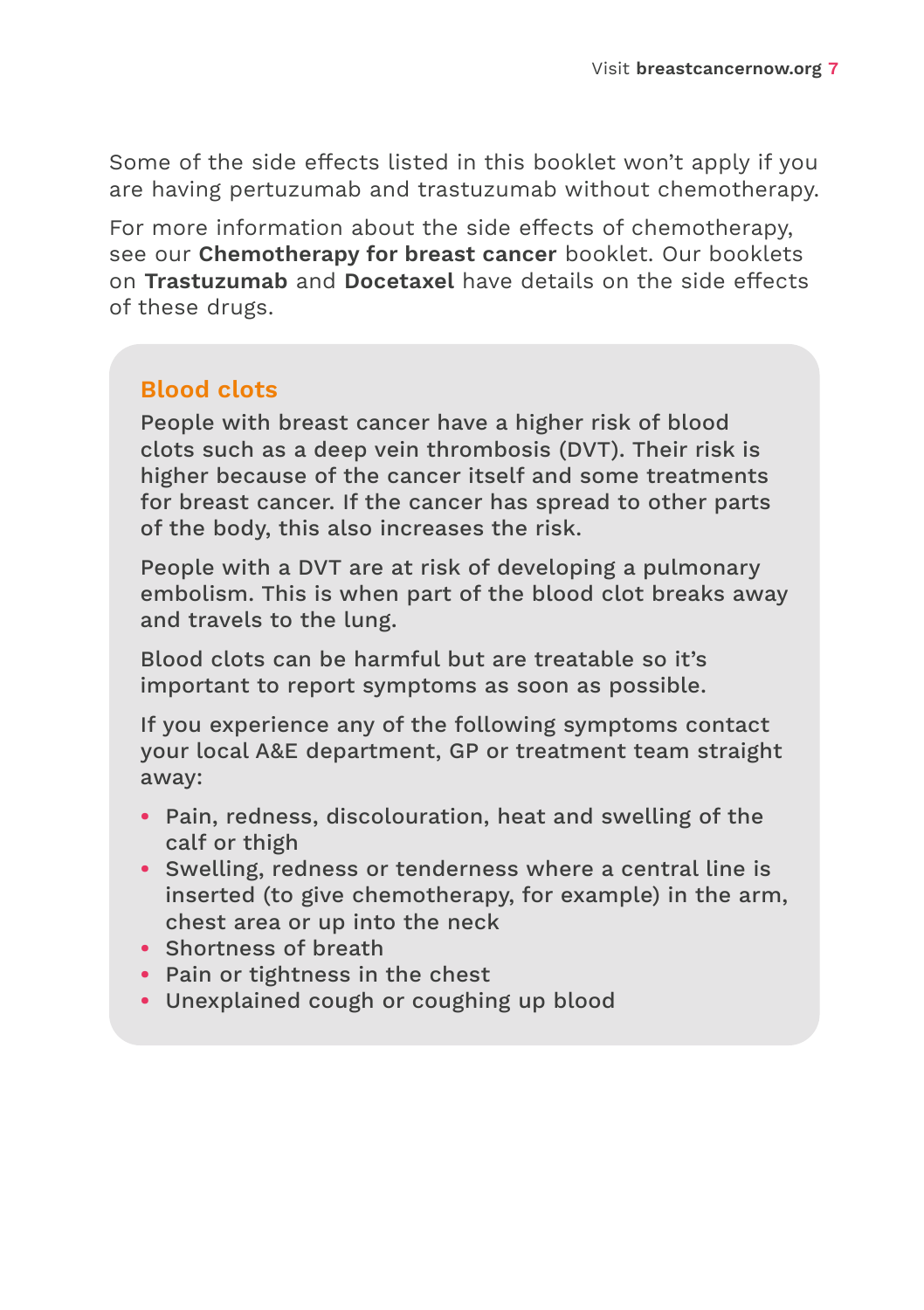Some of the side effects listed in this booklet won't apply if you are having pertuzumab and trastuzumab without chemotherapy.

For more information about the side effects of chemotherapy, see our **Chemotherapy for breast cancer** booklet. Our booklets on **Trastuzumab** and **Docetaxel** have details on the side effects of these drugs.

### Blood clots

People with breast cancer have a higher risk of blood clots such as a deep vein thrombosis (DVT). Their risk is higher because of the cancer itself and some treatments for breast cancer. If the cancer has spread to other parts of the body, this also increases the risk.

People with a DVT are at risk of developing a pulmonary embolism. This is when part of the blood clot breaks away and travels to the lung.

Blood clots can be harmful but are treatable so it's important to report symptoms as soon as possible.

If you experience any of the following symptoms contact your local A&E department, GP or treatment team straight away:

- Pain, redness, discolouration, heat and swelling of the calf or thigh
- Swelling, redness or tenderness where a central line is inserted (to give chemotherapy, for example) in the arm, chest area or up into the neck
- Shortness of breath
- Pain or tightness in the chest
- Unexplained cough or coughing up blood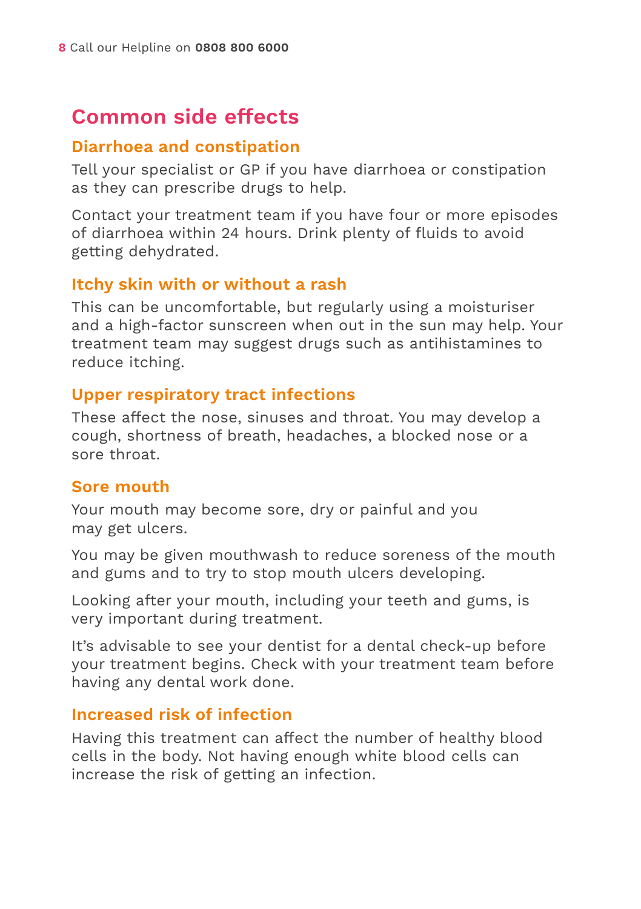## Common side effects

### Diarrhoea and constipation

Tell your specialist or GP if you have diarrhoea or constipation as they can prescribe drugs to help.

Contact your treatment team if you have four or more episodes of diarrhoea within 24 hours. Drink plenty of fluids to avoid getting dehydrated.

### Itchy skin with or without a rash

This can be uncomfortable, but regularly using a moisturiser and a high-factor sunscreen when out in the sun may help. Your treatment team may suggest drugs such as antihistamines to reduce itching.

### Upper respiratory tract infections

These affect the nose, sinuses and throat. You may develop a cough, shortness of breath, headaches, a blocked nose or a sore throat.

### Sore mouth

Your mouth may become sore, dry or painful and you may get ulcers.

You may be given mouthwash to reduce soreness of the mouth and gums and to try to stop mouth ulcers developing.

Looking after your mouth, including your teeth and gums, is very important during treatment.

It's advisable to see your dentist for a dental check-up before your treatment begins. Check with your treatment team before having any dental work done.

### Increased risk of infection

Having this treatment can affect the number of healthy blood cells in the body. Not having enough white blood cells can increase the risk of getting an infection.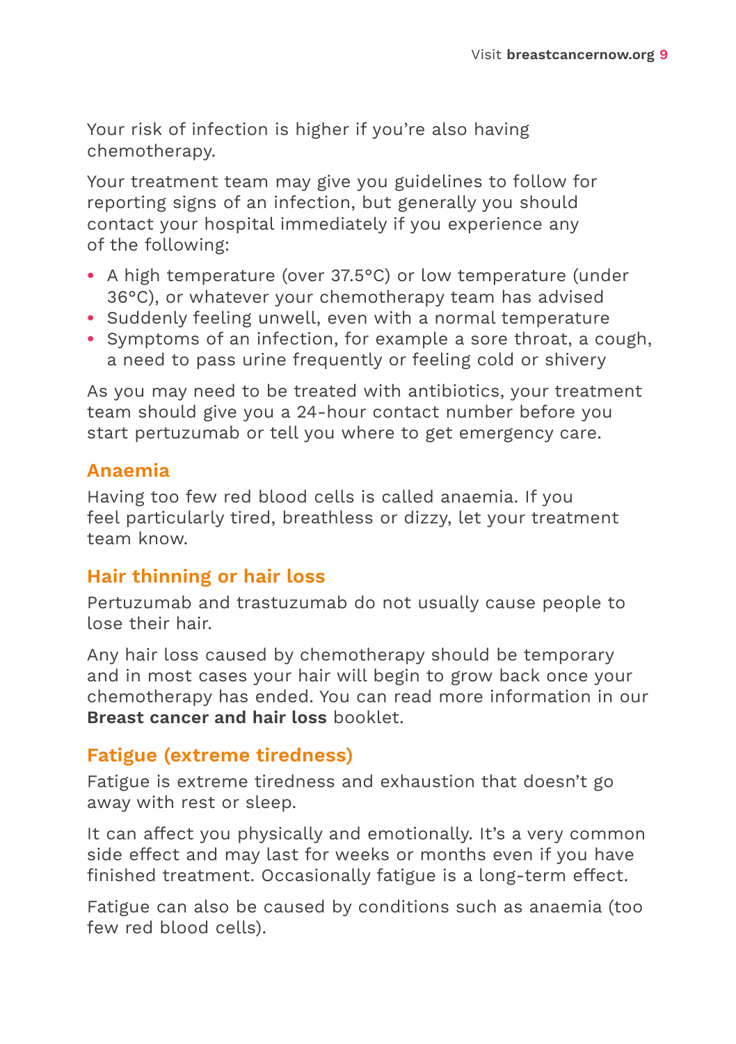Your risk of infection is higher if you're also having chemotherapy.

Your treatment team may give you guidelines to follow for reporting signs of an infection, but generally you should contact your hospital immediately if you experience any of the following:

- A high temperature (over 37.5°C) or low temperature (under 36°C), or whatever your chemotherapy team has advised
- Suddenly feeling unwell, even with a normal temperature
- Symptoms of an infection, for example a sore throat, a cough, a need to pass urine frequently or feeling cold or shivery

As you may need to be treated with antibiotics, your treatment team should give you a 24-hour contact number before you start pertuzumab or tell you where to get emergency care.

### Anaemia

Having too few red blood cells is called anaemia. If you feel particularly tired, breathless or dizzy, let your treatment team know.

### Hair thinning or hair loss

Pertuzumab and trastuzumab do not usually cause people to lose their hair.

Any hair loss caused by chemotherapy should be temporary and in most cases your hair will begin to grow back once your chemotherapy has ended. You can read more information in our **Breast cancer and hair loss** booklet.

### Fatigue (extreme tiredness)

Fatigue is extreme tiredness and exhaustion that doesn't go away with rest or sleep.

It can affect you physically and emotionally. It's a very common side effect and may last for weeks or months even if you have finished treatment. Occasionally fatigue is a long-term effect.

Fatigue can also be caused by conditions such as anaemia (too few red blood cells).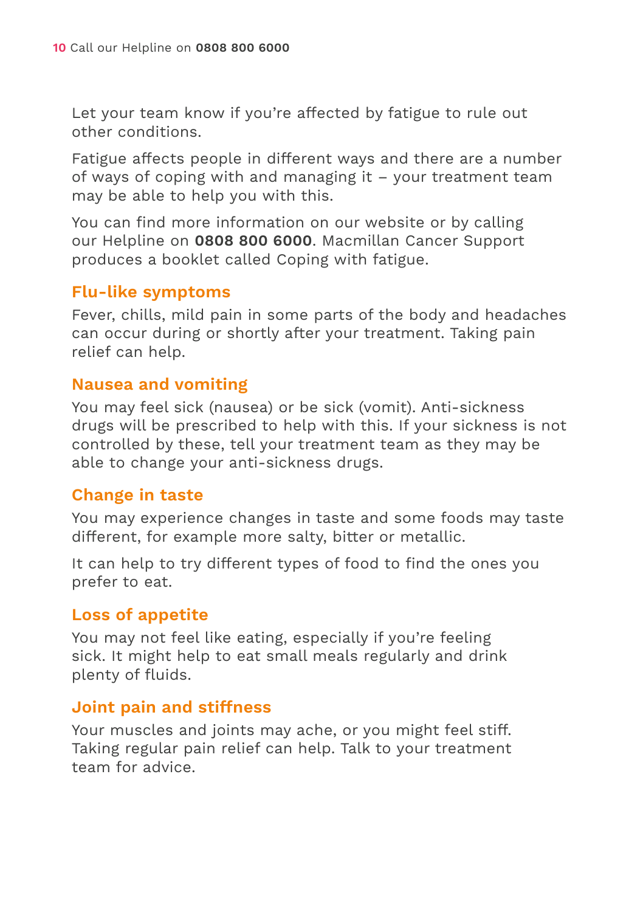Let your team know if you're affected by fatigue to rule out other conditions.

Fatigue affects people in different ways and there are a number of ways of coping with and managing it – your treatment team may be able to help you with this.

You can find more information on our website or by calling our Helpline on **0808 800 6000**. Macmillan Cancer Support produces a booklet called Coping with fatigue.

### Flu-like symptoms

Fever, chills, mild pain in some parts of the body and headaches can occur during or shortly after your treatment. Taking pain relief can help.

### Nausea and vomiting

You may feel sick (nausea) or be sick (vomit). Anti-sickness drugs will be prescribed to help with this. If your sickness is not controlled by these, tell your treatment team as they may be able to change your anti-sickness drugs.

### Change in taste

You may experience changes in taste and some foods may taste different, for example more salty, bitter or metallic.

It can help to try different types of food to find the ones you prefer to eat.

### Loss of appetite

You may not feel like eating, especially if you're feeling sick. It might help to eat small meals regularly and drink plenty of fluids.

### Joint pain and stiffness

Your muscles and joints may ache, or you might feel stiff. Taking regular pain relief can help. Talk to your treatment team for advice.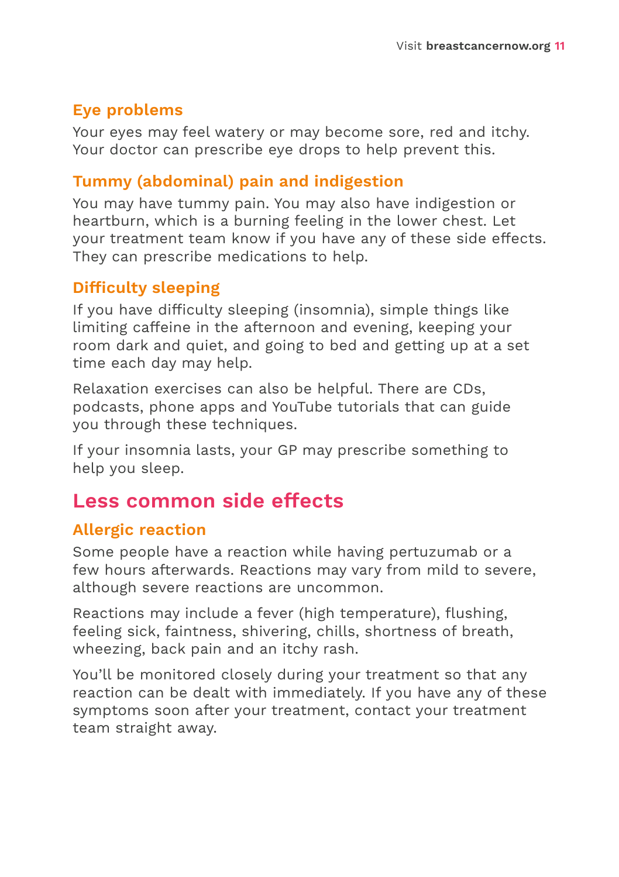### Eye problems

Your eyes may feel watery or may become sore, red and itchy. Your doctor can prescribe eye drops to help prevent this.

### Tummy (abdominal) pain and indigestion

You may have tummy pain. You may also have indigestion or heartburn, which is a burning feeling in the lower chest. Let your treatment team know if you have any of these side effects. They can prescribe medications to help.

### Difficulty sleeping

If you have difficulty sleeping (insomnia), simple things like limiting caffeine in the afternoon and evening, keeping your room dark and quiet, and going to bed and getting up at a set time each day may help.

Relaxation exercises can also be helpful. There are CDs, podcasts, phone apps and YouTube tutorials that can guide you through these techniques.

If your insomnia lasts, your GP may prescribe something to help you sleep.

## Less common side effects

### Allergic reaction

Some people have a reaction while having pertuzumab or a few hours afterwards. Reactions may vary from mild to severe, although severe reactions are uncommon.

Reactions may include a fever (high temperature), flushing, feeling sick, faintness, shivering, chills, shortness of breath, wheezing, back pain and an itchy rash.

You'll be monitored closely during your treatment so that any reaction can be dealt with immediately. If you have any of these symptoms soon after your treatment, contact your treatment team straight away.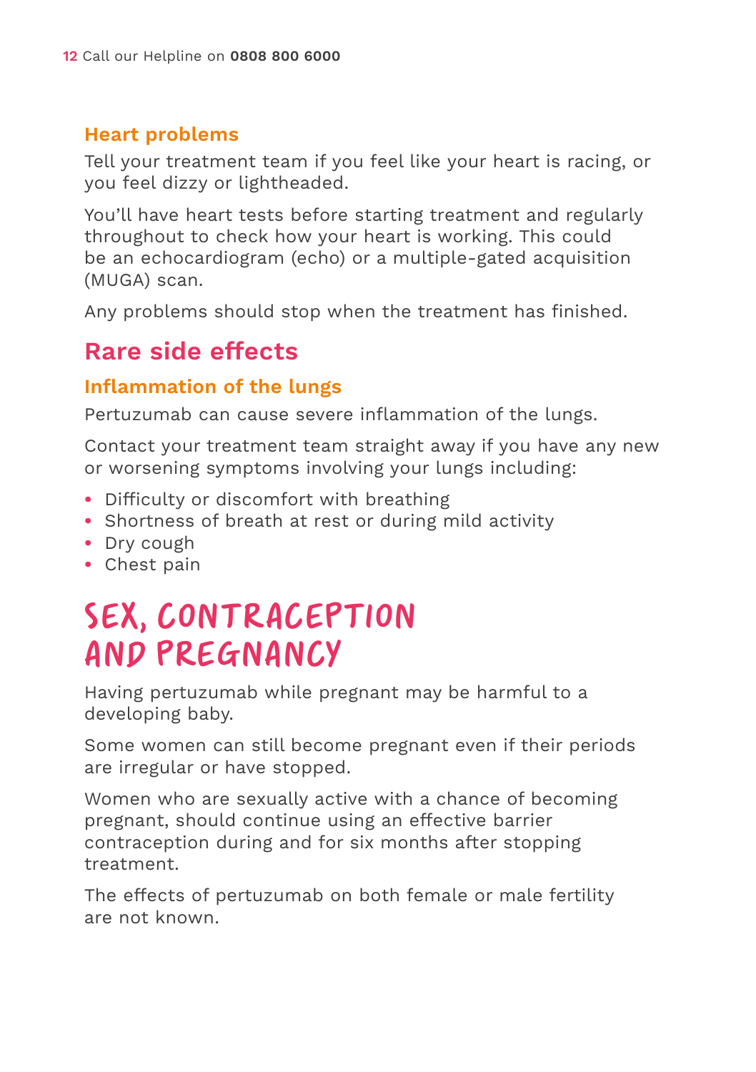### Heart problems

Tell your treatment team if you feel like your heart is racing, or you feel dizzy or lightheaded.

You'll have heart tests before starting treatment and regularly throughout to check how your heart is working. This could be an echocardiogram (echo) or a multiple-gated acquisition (MUGA) scan.

Any problems should stop when the treatment has finished.

## Rare side effects

### Inflammation of the lungs

Pertuzumab can cause severe inflammation of the lungs.

Contact your treatment team straight away if you have any new or worsening symptoms involving your lungs including:

- Difficulty or discomfort with breathing
- Shortness of breath at rest or during mild activity
- Dry cough
- Chest pain

# SEX, CONTRACEPTION AND PREGNANCY

Having pertuzumab while pregnant may be harmful to a developing baby.

Some women can still become pregnant even if their periods are irregular or have stopped.

Women who are sexually active with a chance of becoming pregnant, should continue using an effective barrier contraception during and for six months after stopping treatment.

The effects of pertuzumab on both female or male fertility are not known.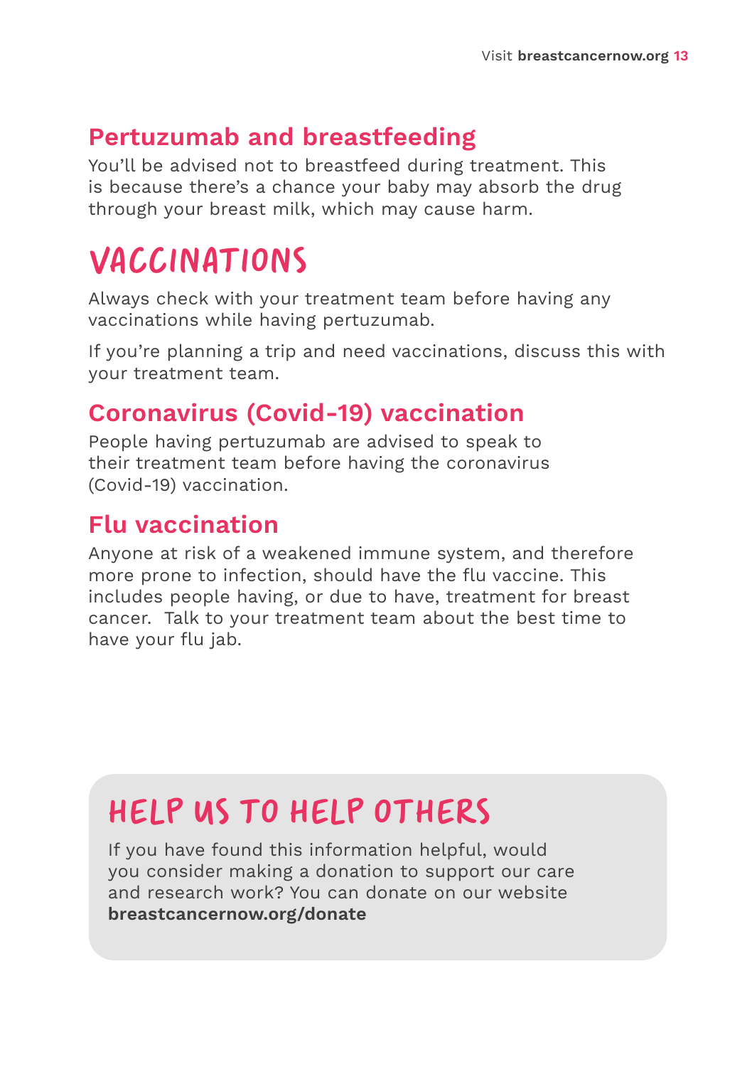### Pertuzumab and breastfeeding

You'll be advised not to breastfeed during treatment. This is because there's a chance your baby may absorb the drug through your breast milk, which may cause harm.

## VACCINATIONS

Always check with your treatment team before having any vaccinations while having pertuzumab.

If you're planning a trip and need vaccinations, discuss this with your treatment team.

### Coronavirus (Covid-19) vaccination

People having pertuzumab are advised to speak to their treatment team before having the coronavirus (Covid-19) vaccination.

### Flu vaccination

Anyone at risk of a weakened immune system, and therefore more prone to infection, should have the flu vaccine. This includes people having, or due to have, treatment for breast cancer. Talk to your treatment team about the best time to have your flu jab.

## HELP US TO HELP OTHERS

If you have found this information helpful, would you consider making a donation to support our care and research work? You can donate on our website **breastcancernow.org/donate**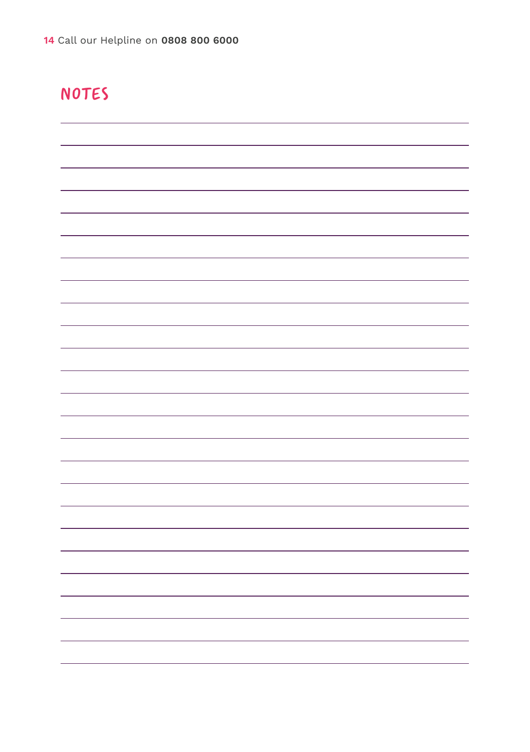# NOTES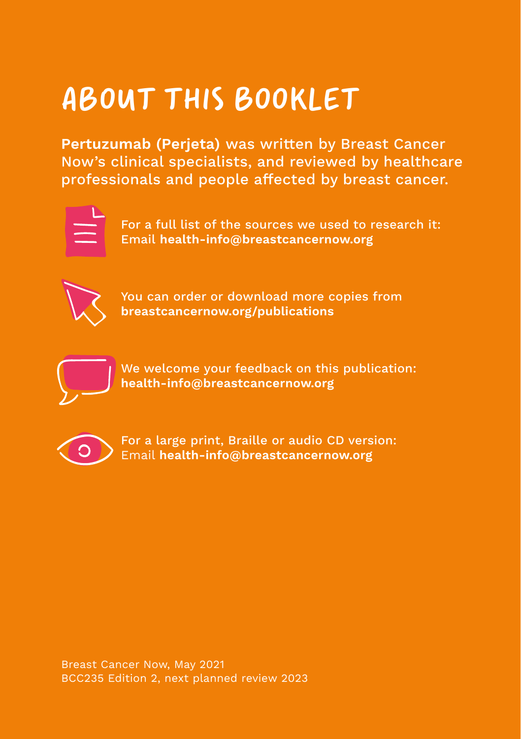# ABOUT THIS BOOKLET

**Pertuzumab (Perjeta)** was written by Breast Cancer Now's clinical specialists, and reviewed by healthcare professionals and people affected by breast cancer.

For a full list of the sources we used to research it:
Email **health-info@breastcancernow.org**

You can order or download more copies from
**breastcancernow.org/publications**

We welcome your feedback on this publication:
**health-info@breastcancernow.org**

For a large print, Braille or audio CD version:
Email **health-info@breastcancernow.org**

Breast Cancer Now, May 2021
BCC235 Edition 2, next planned review 2023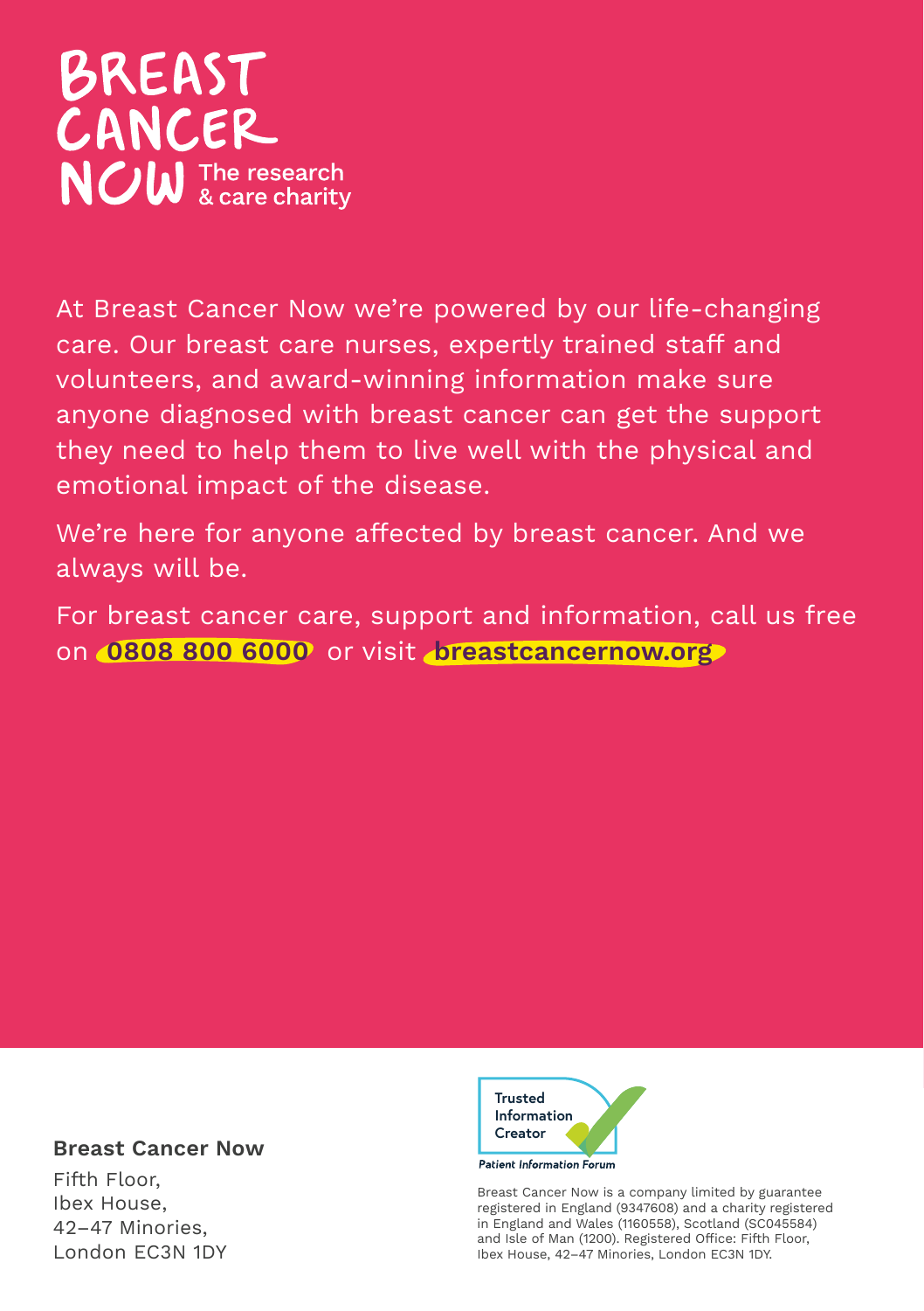# BREAST CANCER NOW

The research & care charity

At Breast Cancer Now we're powered by our life-changing care. Our breast care nurses, expertly trained staff and volunteers, and award-winning information make sure anyone diagnosed with breast cancer can get the support they need to help them to live well with the physical and emotional impact of the disease.

We're here for anyone affected by breast cancer. And we always will be.

For breast cancer care, support and information, call us free on **0808 800 6000** or visit **breastcancernow.org**

**Breast Cancer Now**

Fifth Floor,
Ibex House,
42–47 Minories,
London EC3N 1DY

Trusted Information Creator

*Patient Information Forum*

Breast Cancer Now is a company limited by guarantee registered in England (9347608) and a charity registered in England and Wales (1160558), Scotland (SC045584) and Isle of Man (1200). Registered Office: Fifth Floor, Ibex House, 42–47 Minories, London EC3N 1DY.